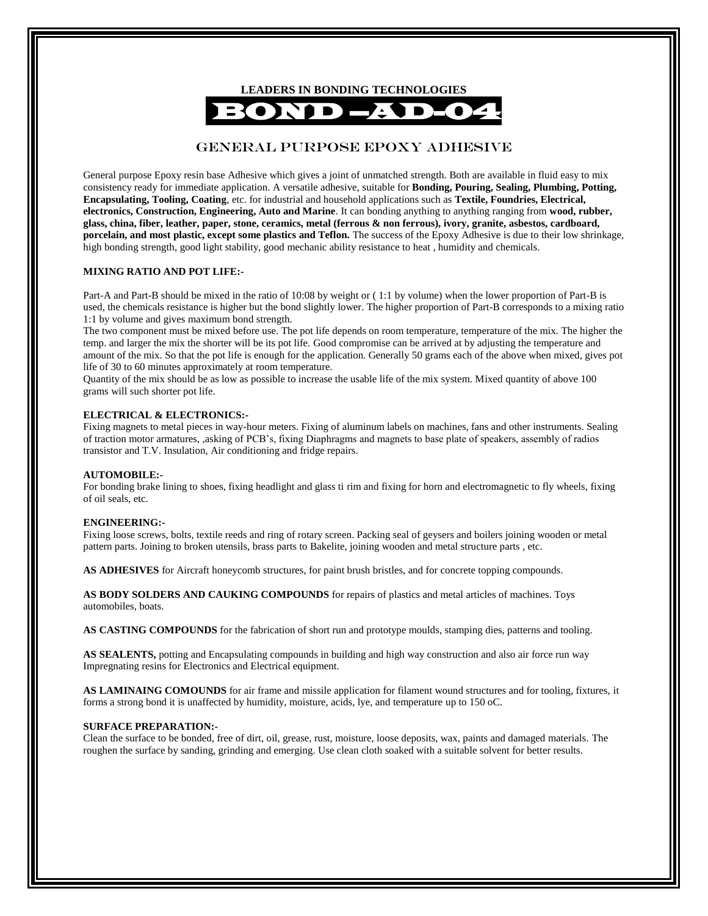**LEADERS IN BONDING TECHNOLOGIES**

# BOND –AD-04

## GENERAL PURPOSE EPOXY ADHESIVE

General purpose Epoxy resin base Adhesive which gives a joint of unmatched strength. Both are available in fluid easy to mix consistency ready for immediate application. A versatile adhesive, suitable for **Bonding, Pouring, Sealing, Plumbing, Potting, Encapsulating, Tooling, Coating**, etc. for industrial and household applications such as **Textile, Foundries, Electrical, electronics, Construction, Engineering, Auto and Marine**. It can bonding anything to anything ranging from **wood, rubber, glass, china, fiber, leather, paper, stone, ceramics, metal (ferrous & non ferrous), ivory, granite, asbestos, cardboard, porcelain, and most plastic, except some plastics and Teflon.** The success of the Epoxy Adhesive is due to their low shrinkage, high bonding strength, good light stability, good mechanic ability resistance to heat , humidity and chemicals.

**MIXING RATIO AND POT LIFE:-**

Part-A and Part-B should be mixed in the ratio of 10:08 by weight or ( 1:1 by volume) when the lower proportion of Part-B is used, the chemicals resistance is higher but the bond slightly lower. The higher proportion of Part-B corresponds to a mixing ratio 1:1 by volume and gives maximum bond strength.

The two component must be mixed before use. The pot life depends on room temperature, temperature of the mix. The higher the temp. and larger the mix the shorter will be its pot life. Good compromise can be arrived at by adjusting the temperature and amount of the mix. So that the pot life is enough for the application. Generally 50 grams each of the above when mixed, gives pot life of 30 to 60 minutes approximately at room temperature.

Quantity of the mix should be as low as possible to increase the usable life of the mix system. Mixed quantity of above 100 grams will such shorter pot life.

**ELECTRICAL & ELECTRONICS:-**

Fixing magnets to metal pieces in way-hour meters. Fixing of aluminum labels on machines, fans and other instruments. Sealing of traction motor armatures, ,asking of PCB's, fixing Diaphragms and magnets to base plate of speakers, assembly of radios transistor and T.V. Insulation, Air conditioning and fridge repairs.

**AUTOMOBILE:-**

For bonding brake lining to shoes, fixing headlight and glass ti rim and fixing for horn and electromagnetic to fly wheels, fixing of oil seals, etc.

**ENGINEERING:-**

Fixing loose screws, bolts, textile reeds and ring of rotary screen. Packing seal of geysers and boilers joining wooden or metal pattern parts. Joining to broken utensils, brass parts to Bakelite, joining wooden and metal structure parts , etc.

**AS ADHESIVES** for Aircraft honeycomb structures, for paint brush bristles, and for concrete topping compounds.

**AS BODY SOLDERS AND CAUKING COMPOUNDS** for repairs of plastics and metal articles of machines. Toys automobiles, boats.

**AS CASTING COMPOUNDS** for the fabrication of short run and prototype moulds, stamping dies, patterns and tooling.

**AS SEALENTS,** potting and Encapsulating compounds in building and high way construction and also air force run way Impregnating resins for Electronics and Electrical equipment.

**AS LAMINAING COMOUNDS** for air frame and missile application for filament wound structures and for tooling, fixtures, it forms a strong bond it is unaffected by humidity, moisture, acids, lye, and temperature up to 150 oC.

**SURFACE PREPARATION:-**

Clean the surface to be bonded, free of dirt, oil, grease, rust, moisture, loose deposits, wax, paints and damaged materials. The roughen the surface by sanding, grinding and emerging. Use clean cloth soaked with a suitable solvent for better results.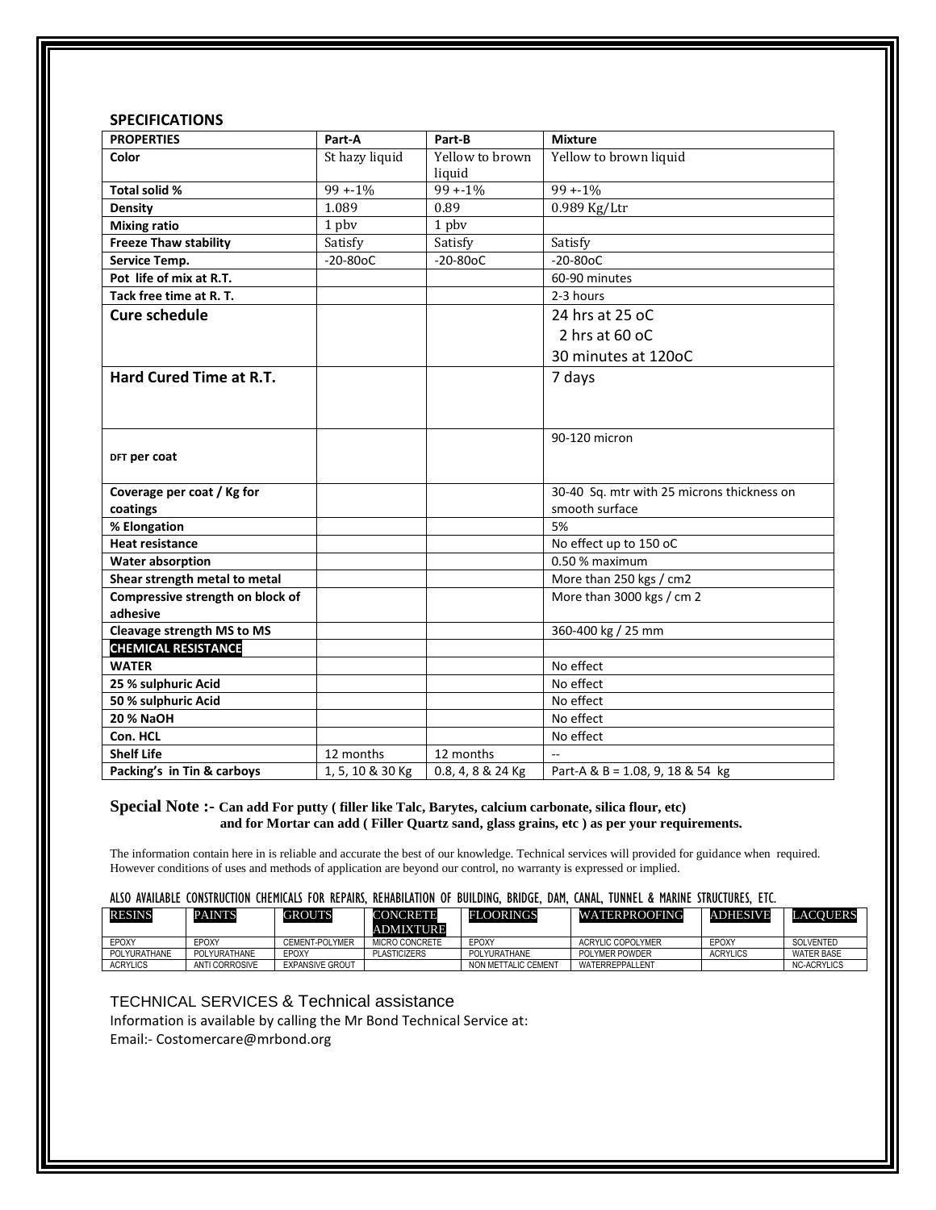## SPECIFICATIONS

| PROPERTIES | Part-A | Part-B | Mixture |
|---|---|---|---|
| **Color** | St hazy liquid | Yellow to brown liquid | Yellow to brown liquid |
| **Total solid %** | 99 +-1% | 99 +-1% | 99 +-1% |
| **Density** | 1.089 | 0.89 | 0.989 Kg/Ltr |
| **Mixing ratio** | 1 pbv | 1 pbv | |
| **Freeze Thaw stability** | Satisfy | Satisfy | Satisfy |
| **Service Temp.** | -20-80oC | -20-80oC | -20-80oC |
| **Pot life of mix at R.T.** | | | 60-90 minutes |
| **Tack free time at R. T.** | | | 2-3 hours |
| **Cure schedule** | | | 24 hrs at 25 oC<br>2 hrs at 60 oC<br>30 minutes at 120oC |
| **Hard Cured Time at R.T.** | | | 7 days |
| **DFT per coat** | | | 90-120 micron |
| **Coverage per coat / Kg for coatings** | | | 30-40 Sq. mtr with 25 microns thickness on smooth surface |
| **% Elongation** | | | 5% |
| **Heat resistance** | | | No effect up to 150 oC |
| **Water absorption** | | | 0.50 % maximum |
| **Shear strength metal to metal** | | | More than 250 kgs / cm2 |
| **Compressive strength on block of adhesive** | | | More than 3000 kgs / cm 2 |
| **Cleavage strength MS to MS** | | | 360-400 kg / 25 mm |
| **CHEMICAL RESISTANCE** | | | |
| **WATER** | | | No effect |
| **25 % sulphuric Acid** | | | No effect |
| **50 % sulphuric Acid** | | | No effect |
| **20 % NaOH** | | | No effect |
| **Con. HCL** | | | No effect |
| **Shelf Life** | 12 months | 12 months | -- |
| **Packing's in Tin & carboys** | 1, 5, 10 & 30 Kg | 0.8, 4, 8 & 24 Kg | Part-A & B = 1.08, 9, 18 & 54 kg |

**Special Note :- Can add For putty ( filler like Talc, Barytes, calcium carbonate, silica flour, etc) and for Mortar can add ( Filler Quartz sand, glass grains, etc ) as per your requirements.**

The information contain here in is reliable and accurate the best of our knowledge. Technical services will provided for guidance when required. However conditions of uses and methods of application are beyond our control, no warranty is expressed or implied.

ALSO AVAILABLE CONSTRUCTION CHEMICALS FOR REPAIRS, REHABILATION OF BUILDING, BRIDGE, DAM, CANAL, TUNNEL & MARINE STRUCTURES, ETC.

| RESINS | PAINTS | GROUTS | CONCRETE ADMIXTURE | FLOORINGS | WATERPROOFING | ADHESIVE | LACQUERS |
|---|---|---|---|---|---|---|---|
| EPOXY | EPOXY | CEMENT-POLYMER | MICRO CONCRETE | EPOXY | ACRYLIC COPOLYMER | EPOXY | SOLVENTED |
| POLYURATHANE | POLYURATHANE | EPOXY | PLASTICIZERS | POLYURATHANE | POLYMER POWDER | ACRYLICS | WATER BASE |
| ACRYLICS | ANTI CORROSIVE | EXPANSIVE GROUT | | NON METTALIC CEMENT | WATERREPPALLENT | | NC-ACRYLICS |

TECHNICAL SERVICES & Technical assistance

Information is available by calling the Mr Bond Technical Service at:

Email:- Costomercare@mrbond.org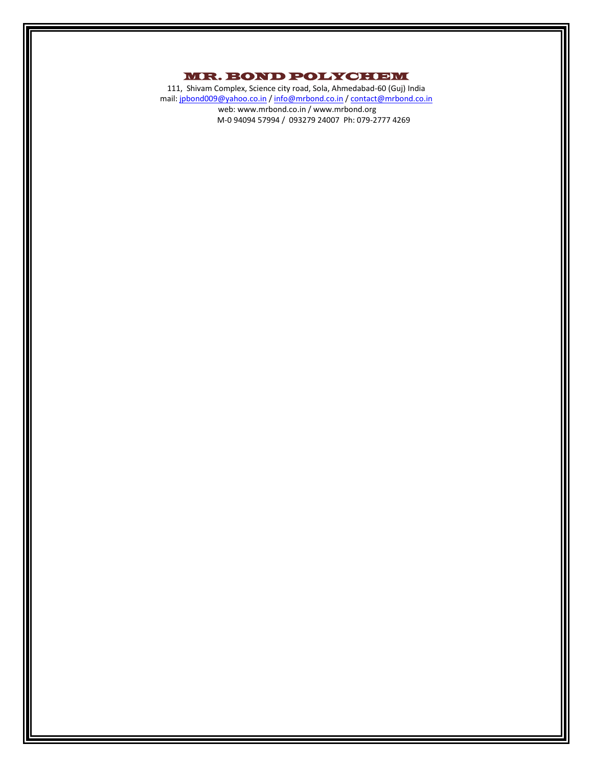# MR. BOND POLYCHEM

111, Shivam Complex, Science city road, Sola, Ahmedabad-60 (Guj) India
mail: jpbond009@yahoo.co.in / info@mrbond.co.in / contact@mrbond.co.in
web: www.mrbond.co.in / www.mrbond.org
M-0 94094 57994 / 093279 24007 Ph: 079-2777 4269